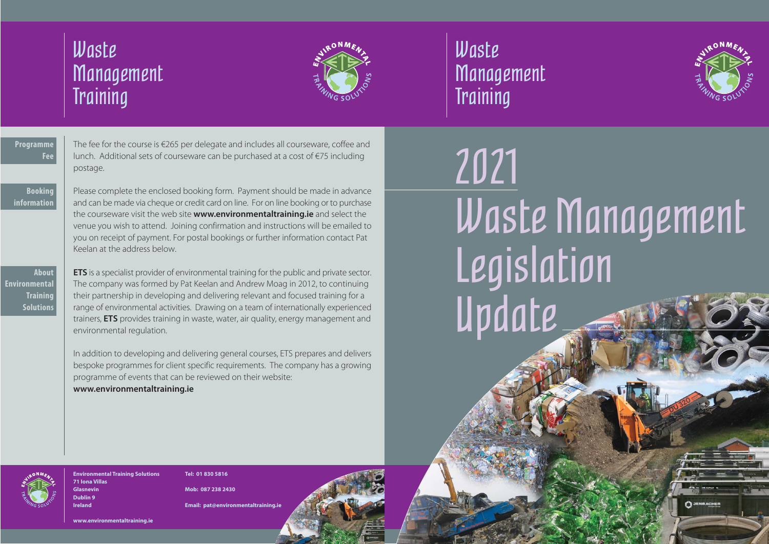# Waste Management Training

### Programme Fee

The fee for the course is €265 per delegate and includes all courseware, coffee and lunch. Additional sets of courseware can be purchased at a cost of €75 including postage.

### Booking information

Please complete the enclosed booking form. Payment should be made in advance and can be made via cheque or credit card on line. For on line booking or to purchase the courseware visit the web site **www.environmentaltraining.ie** and select the venue you wish to attend. Joining confirmation and instructions will be emailed to you on receipt of payment. For postal bookings or further information contact Pat Keelan at the address below.

### About Environmental Training Solutions

**ETS** is a specialist provider of environmental training for the public and private sector. The company was formed by Pat Keelan and Andrew Moag in 2012, to continuing their partnership in developing and delivering relevant and focused training for a range of environmental activities. Drawing on a team of internationally experienced trainers, **ETS** provides training in waste, water, air quality, energy management and environmental regulation.

In addition to developing and delivering general courses, ETS prepares and delivers bespoke programmes for client specific requirements. The company has a growing programme of events that can be reviewed on their website:
**www.environmentaltraining.ie**

**Environmental Training Solutions**
**71 Iona Villas**
**Glasnevin**
**Dublin 9**
**Ireland**

**www.environmentaltraining.ie**

**Tel: 01 830 5816**

**Mob: 087 238 2430**

**Email: pat@environmentaltraining.ie**

# Waste Management Training

# 2021 Waste Management Legislation Update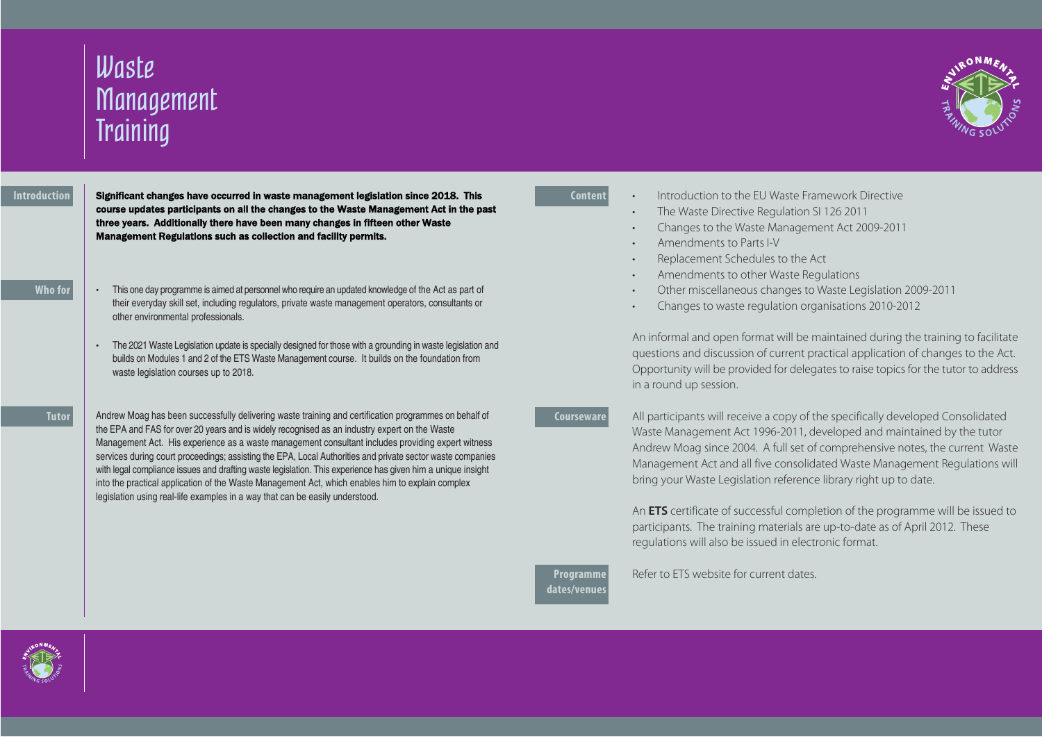# Waste Management Training

## Introduction

**Significant changes have occurred in waste management legislation since 2018. This course updates participants on all the changes to the Waste Management Act in the past three years. Additionally there have been many changes in fifteen other Waste Management Regulations such as collection and facility permits.**

## Who for

- This one day programme is aimed at personnel who require an updated knowledge of the Act as part of their everyday skill set, including regulators, private waste management operators, consultants or other environmental professionals.
- The 2021 Waste Legislation update is specially designed for those with a grounding in waste legislation and builds on Modules 1 and 2 of the ETS Waste Management course. It builds on the foundation from waste legislation courses up to 2018.

## Tutor

Andrew Moag has been successfully delivering waste training and certification programmes on behalf of the EPA and FAS for over 20 years and is widely recognised as an industry expert on the Waste Management Act. His experience as a waste management consultant includes providing expert witness services during court proceedings; assisting the EPA, Local Authorities and private sector waste companies with legal compliance issues and drafting waste legislation. This experience has given him a unique insight into the practical application of the Waste Management Act, which enables him to explain complex legislation using real-life examples in a way that can be easily understood.

## Content

- Introduction to the EU Waste Framework Directive
- The Waste Directive Regulation SI 126 2011
- Changes to the Waste Management Act 2009-2011
- Amendments to Parts I-V
- Replacement Schedules to the Act
- Amendments to other Waste Regulations
- Other miscellaneous changes to Waste Legislation 2009-2011
- Changes to waste regulation organisations 2010-2012

An informal and open format will be maintained during the training to facilitate questions and discussion of current practical application of changes to the Act. Opportunity will be provided for delegates to raise topics for the tutor to address in a round up session.

## Courseware

All participants will receive a copy of the specifically developed Consolidated Waste Management Act 1996-2011, developed and maintained by the tutor Andrew Moag since 2004. A full set of comprehensive notes, the current Waste Management Act and all five consolidated Waste Management Regulations will bring your Waste Legislation reference library right up to date.

An **ETS** certificate of successful completion of the programme will be issued to participants. The training materials are up-to-date as of April 2012. These regulations will also be issued in electronic format.

## Programme dates/venues

Refer to ETS website for current dates.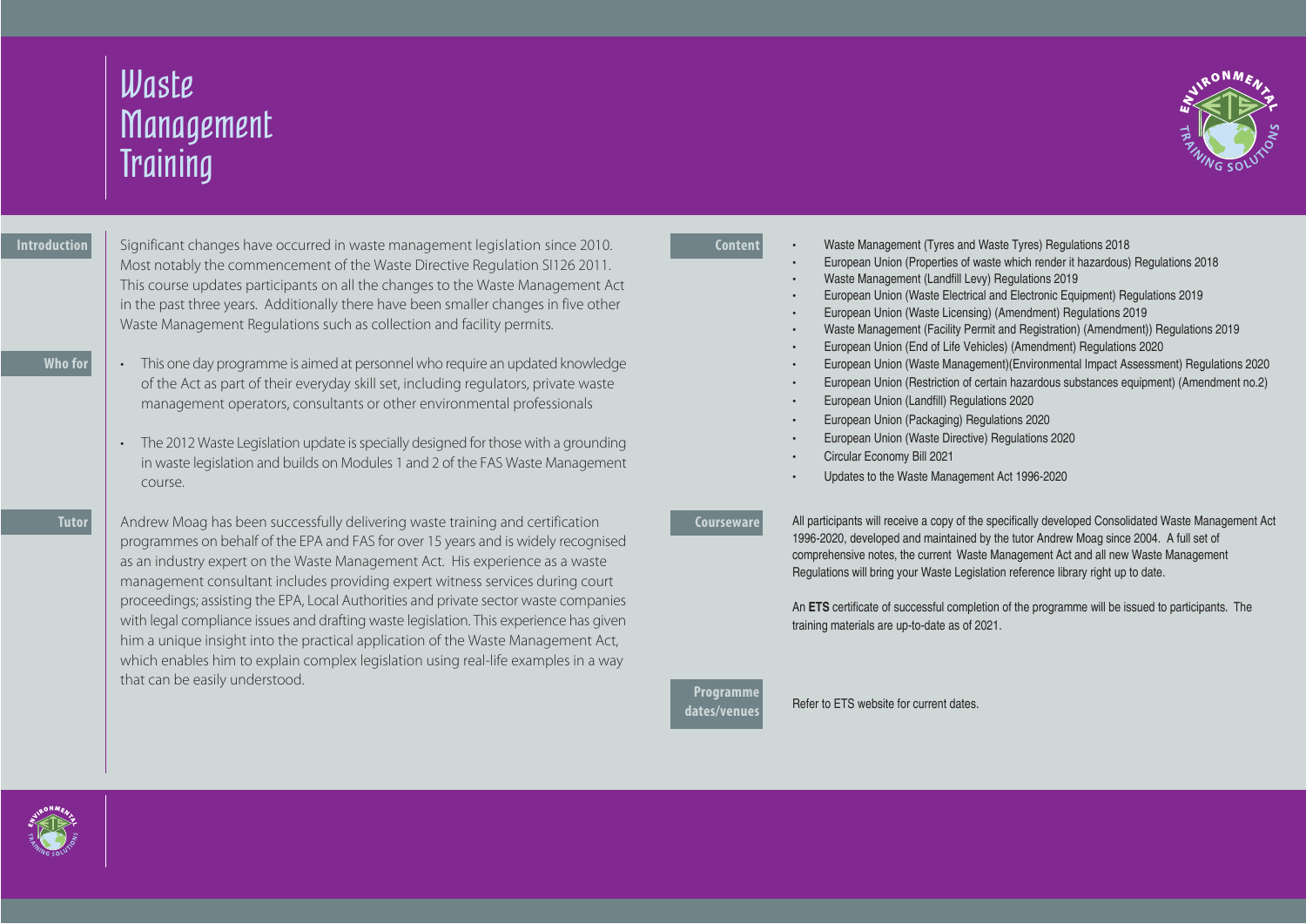# Waste Management Training

## Introduction

Significant changes have occurred in waste management legislation since 2010. Most notably the commencement of the Waste Directive Regulation SI126 2011. This course updates participants on all the changes to the Waste Management Act in the past three years. Additionally there have been smaller changes in five other Waste Management Regulations such as collection and facility permits.

## Who for

- This one day programme is aimed at personnel who require an updated knowledge of the Act as part of their everyday skill set, including regulators, private waste management operators, consultants or other environmental professionals
- The 2012 Waste Legislation update is specially designed for those with a grounding in waste legislation and builds on Modules 1 and 2 of the FAS Waste Management course.

## Tutor

Andrew Moag has been successfully delivering waste training and certification programmes on behalf of the EPA and FAS for over 15 years and is widely recognised as an industry expert on the Waste Management Act. His experience as a waste management consultant includes providing expert witness services during court proceedings; assisting the EPA, Local Authorities and private sector waste companies with legal compliance issues and drafting waste legislation. This experience has given him a unique insight into the practical application of the Waste Management Act, which enables him to explain complex legislation using real-life examples in a way that can be easily understood.

## Content

- Waste Management (Tyres and Waste Tyres) Regulations 2018
- European Union (Properties of waste which render it hazardous) Regulations 2018
- Waste Management (Landfill Levy) Regulations 2019
- European Union (Waste Electrical and Electronic Equipment) Regulations 2019
- European Union (Waste Licensing) (Amendment) Regulations 2019
- Waste Management (Facility Permit and Registration) (Amendment)) Regulations 2019
- European Union (End of Life Vehicles) (Amendment) Regulations 2020
- European Union (Waste Management)(Environmental Impact Assessment) Regulations 2020
- European Union (Restriction of certain hazardous substances equipment) (Amendment no.2)
- European Union (Landfill) Regulations 2020
- European Union (Packaging) Regulations 2020
- European Union (Waste Directive) Regulations 2020
- Circular Economy Bill 2021
- Updates to the Waste Management Act 1996-2020

## Courseware

All participants will receive a copy of the specifically developed Consolidated Waste Management Act 1996-2020, developed and maintained by the tutor Andrew Moag since 2004. A full set of comprehensive notes, the current Waste Management Act and all new Waste Management Regulations will bring your Waste Legislation reference library right up to date.

An **ETS** certificate of successful completion of the programme will be issued to participants. The training materials are up-to-date as of 2021.

## Programme dates/venues

Refer to ETS website for current dates.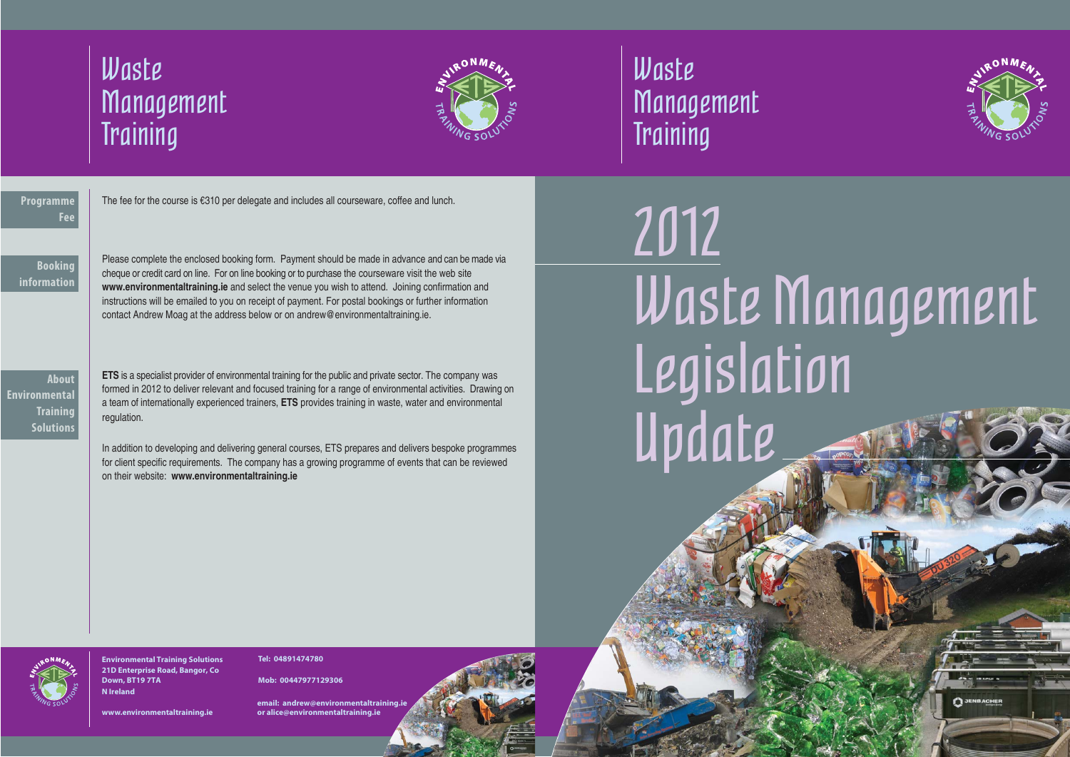# Waste Management Training

**Programme Fee**

The fee for the course is €310 per delegate and includes all courseware, coffee and lunch.

**Booking information**

Please complete the enclosed booking form. Payment should be made in advance and can be made via cheque or credit card on line. For on line booking or to purchase the courseware visit the web site **www.environmentaltraining.ie** and select the venue you wish to attend. Joining confirmation and instructions will be emailed to you on receipt of payment. For postal bookings or further information contact Andrew Moag at the address below or on andrew@environmentaltraining.ie.

**About Environmental Training Solutions**

**ETS** is a specialist provider of environmental training for the public and private sector. The company was formed in 2012 to deliver relevant and focused training for a range of environmental activities. Drawing on a team of internationally experienced trainers, **ETS** provides training in waste, water and environmental regulation.

In addition to developing and delivering general courses, ETS prepares and delivers bespoke programmes for client specific requirements. The company has a growing programme of events that can be reviewed on their website: **www.environmentaltraining.ie**

**Environmental Training Solutions**
**21D Enterprise Road, Bangor, Co Down, BT19 7TA**
**N Ireland**

**www.environmentaltraining.ie**

**Tel: 04891474780**

**Mob: 00447977129306**

**email: andrew@environmentaltraining.ie**
**or alice@environmentaltraining.ie**

# Waste Management Training

# 2012 Waste Management Legislation Update